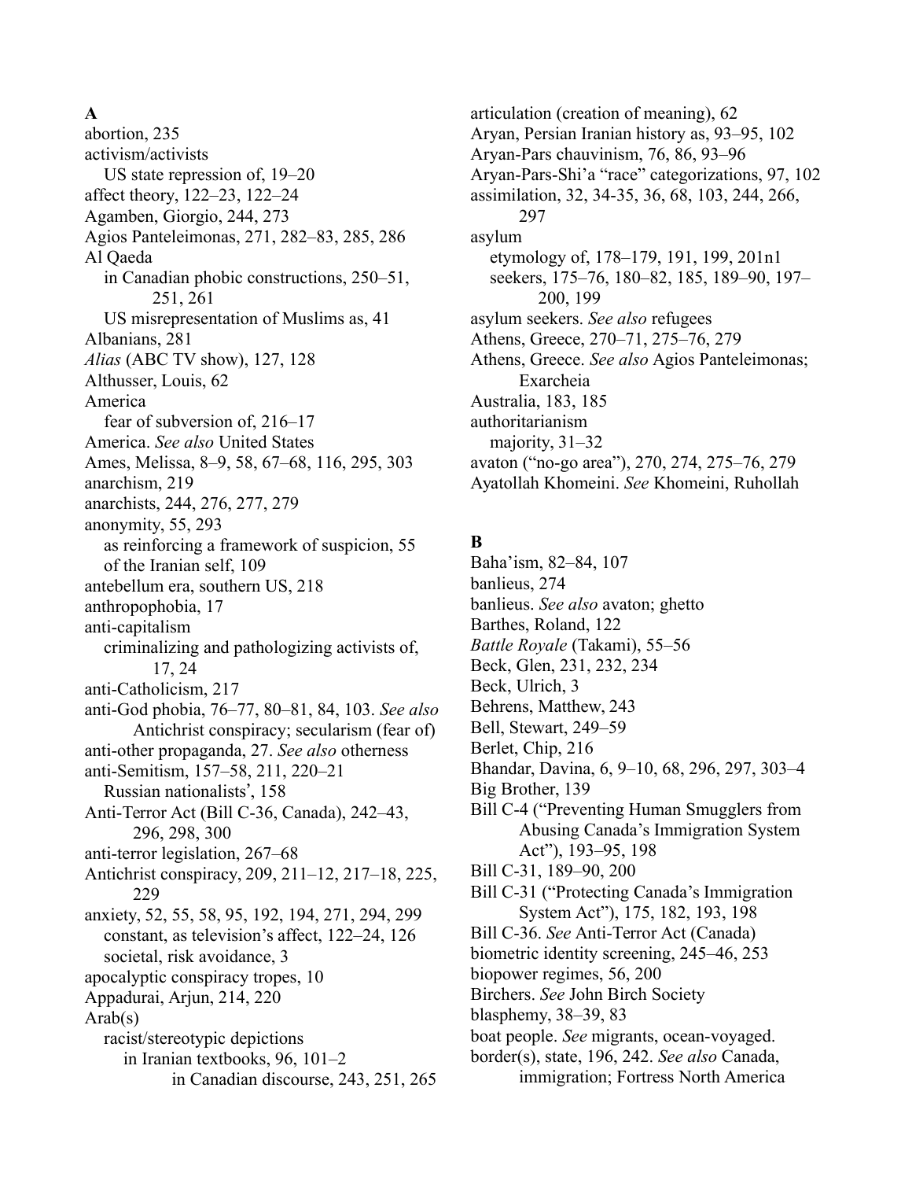## A

abortion, 235
activism/activists
  US state repression of, 19–20
affect theory, 122–23, 122–24
Agamben, Giorgio, 244, 273
Agios Panteleimonas, 271, 282–83, 285, 286
Al Qaeda
  in Canadian phobic constructions, 250–51, 251, 261
  US misrepresentation of Muslims as, 41
Albanians, 281
*Alias* (ABC TV show), 127, 128
Althusser, Louis, 62
America
  fear of subversion of, 216–17
America. *See also* United States
Ames, Melissa, 8–9, 58, 67–68, 116, 295, 303
anarchism, 219
anarchists, 244, 276, 277, 279
anonymity, 55, 293
  as reinforcing a framework of suspicion, 55
  of the Iranian self, 109
antebellum era, southern US, 218
anthropophobia, 17
anti-capitalism
  criminalizing and pathologizing activists of, 17, 24
anti-Catholicism, 217
anti-God phobia, 76–77, 80–81, 84, 103. *See also* Antichrist conspiracy; secularism (fear of)
anti-other propaganda, 27. *See also* otherness
anti-Semitism, 157–58, 211, 220–21
  Russian nationalists', 158
Anti-Terror Act (Bill C-36, Canada), 242–43, 296, 298, 300
anti-terror legislation, 267–68
Antichrist conspiracy, 209, 211–12, 217–18, 225, 229
anxiety, 52, 55, 58, 95, 192, 194, 271, 294, 299
  constant, as television's affect, 122–24, 126
  societal, risk avoidance, 3
apocalyptic conspiracy tropes, 10
Appadurai, Arjun, 214, 220
Arab(s)
  racist/stereotypic depictions
    in Iranian textbooks, 96, 101–2
      in Canadian discourse, 243, 251, 265
articulation (creation of meaning), 62
Aryan, Persian Iranian history as, 93–95, 102
Aryan-Pars chauvinism, 76, 86, 93–96
Aryan-Pars-Shi'a "race" categorizations, 97, 102
assimilation, 32, 34-35, 36, 68, 103, 244, 266, 297
asylum
  etymology of, 178–179, 191, 199, 201n1
  seekers, 175–76, 180–82, 185, 189–90, 197–200, 199
asylum seekers. *See also* refugees
Athens, Greece, 270–71, 275–76, 279
Athens, Greece. *See also* Agios Panteleimonas; Exarcheia
Australia, 183, 185
authoritarianism
  majority, 31–32
avaton ("no-go area"), 270, 274, 275–76, 279
Ayatollah Khomeini. *See* Khomeini, Ruhollah

## B

Baha'ism, 82–84, 107
banlieus, 274
banlieus. *See also* avaton; ghetto
Barthes, Roland, 122
*Battle Royale* (Takami), 55–56
Beck, Glen, 231, 232, 234
Beck, Ulrich, 3
Behrens, Matthew, 243
Bell, Stewart, 249–59
Berlet, Chip, 216
Bhandar, Davina, 6, 9–10, 68, 296, 297, 303–4
Big Brother, 139
Bill C-4 ("Preventing Human Smugglers from Abusing Canada's Immigration System Act"), 193–95, 198
Bill C-31, 189–90, 200
Bill C-31 ("Protecting Canada's Immigration System Act"), 175, 182, 193, 198
Bill C-36. *See* Anti-Terror Act (Canada)
biometric identity screening, 245–46, 253
biopower regimes, 56, 200
Birchers. *See* John Birch Society
blasphemy, 38–39, 83
boat people. *See* migrants, ocean-voyaged.
border(s), state, 196, 242. *See also* Canada, immigration; Fortress North America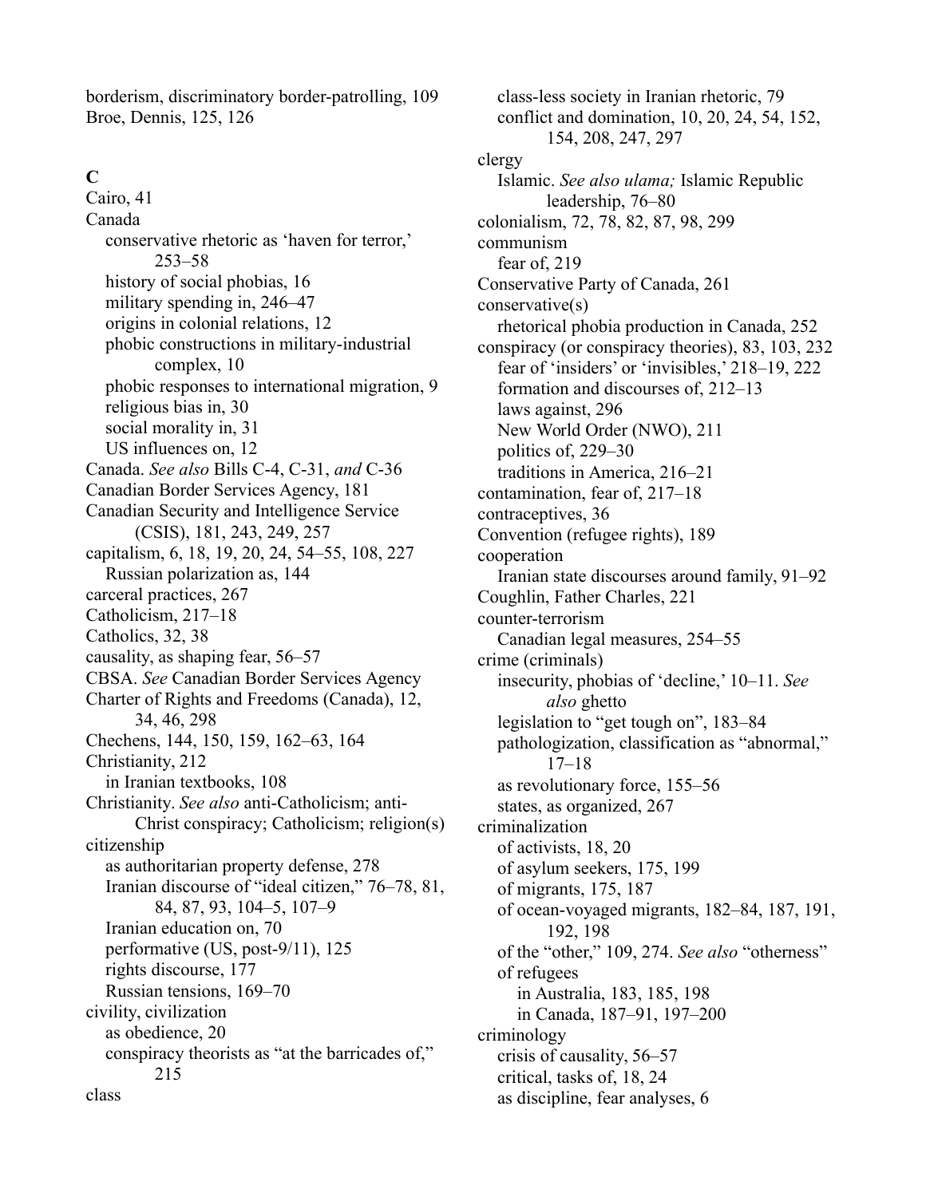borderism, discriminatory border-patrolling, 109
Broe, Dennis, 125, 126

## C

Cairo, 41
Canada
  conservative rhetoric as 'haven for terror,' 253–58
  history of social phobias, 16
  military spending in, 246–47
  origins in colonial relations, 12
  phobic constructions in military-industrial complex, 10
  phobic responses to international migration, 9
  religious bias in, 30
  social morality in, 31
  US influences on, 12
Canada. *See also* Bills C-4, C-31, *and* C-36
Canadian Border Services Agency, 181
Canadian Security and Intelligence Service (CSIS), 181, 243, 249, 257
capitalism, 6, 18, 19, 20, 24, 54–55, 108, 227
  Russian polarization as, 144
carceral practices, 267
Catholicism, 217–18
Catholics, 32, 38
causality, as shaping fear, 56–57
CBSA. *See* Canadian Border Services Agency
Charter of Rights and Freedoms (Canada), 12, 34, 46, 298
Chechens, 144, 150, 159, 162–63, 164
Christianity, 212
  in Iranian textbooks, 108
Christianity. *See also* anti-Catholicism; anti-Christ conspiracy; Catholicism; religion(s)
citizenship
  as authoritarian property defense, 278
  Iranian discourse of "ideal citizen," 76–78, 81, 84, 87, 93, 104–5, 107–9
  Iranian education on, 70
  performative (US, post-9/11), 125
  rights discourse, 177
  Russian tensions, 169–70
civility, civilization
  as obedience, 20
  conspiracy theorists as "at the barricades of," 215
class
  class-less society in Iranian rhetoric, 79
  conflict and domination, 10, 20, 24, 54, 152, 154, 208, 247, 297
clergy
  Islamic. *See also ulama;* Islamic Republic leadership, 76–80
colonialism, 72, 78, 82, 87, 98, 299
communism
  fear of, 219
Conservative Party of Canada, 261
conservative(s)
  rhetorical phobia production in Canada, 252
conspiracy (or conspiracy theories), 83, 103, 232
  fear of 'insiders' or 'invisibles,' 218–19, 222
  formation and discourses of, 212–13
  laws against, 296
  New World Order (NWO), 211
  politics of, 229–30
  traditions in America, 216–21
contamination, fear of, 217–18
contraceptives, 36
Convention (refugee rights), 189
cooperation
  Iranian state discourses around family, 91–92
Coughlin, Father Charles, 221
counter-terrorism
  Canadian legal measures, 254–55
crime (criminals)
  insecurity, phobias of 'decline,' 10–11. *See also* ghetto
  legislation to "get tough on", 183–84
  pathologization, classification as "abnormal," 17–18
  as revolutionary force, 155–56
  states, as organized, 267
criminalization
  of activists, 18, 20
  of asylum seekers, 175, 199
  of migrants, 175, 187
  of ocean-voyaged migrants, 182–84, 187, 191, 192, 198
  of the "other," 109, 274. *See also* "otherness"
  of refugees
    in Australia, 183, 185, 198
    in Canada, 187–91, 197–200
criminology
  crisis of causality, 56–57
  critical, tasks of, 18, 24
  as discipline, fear analyses, 6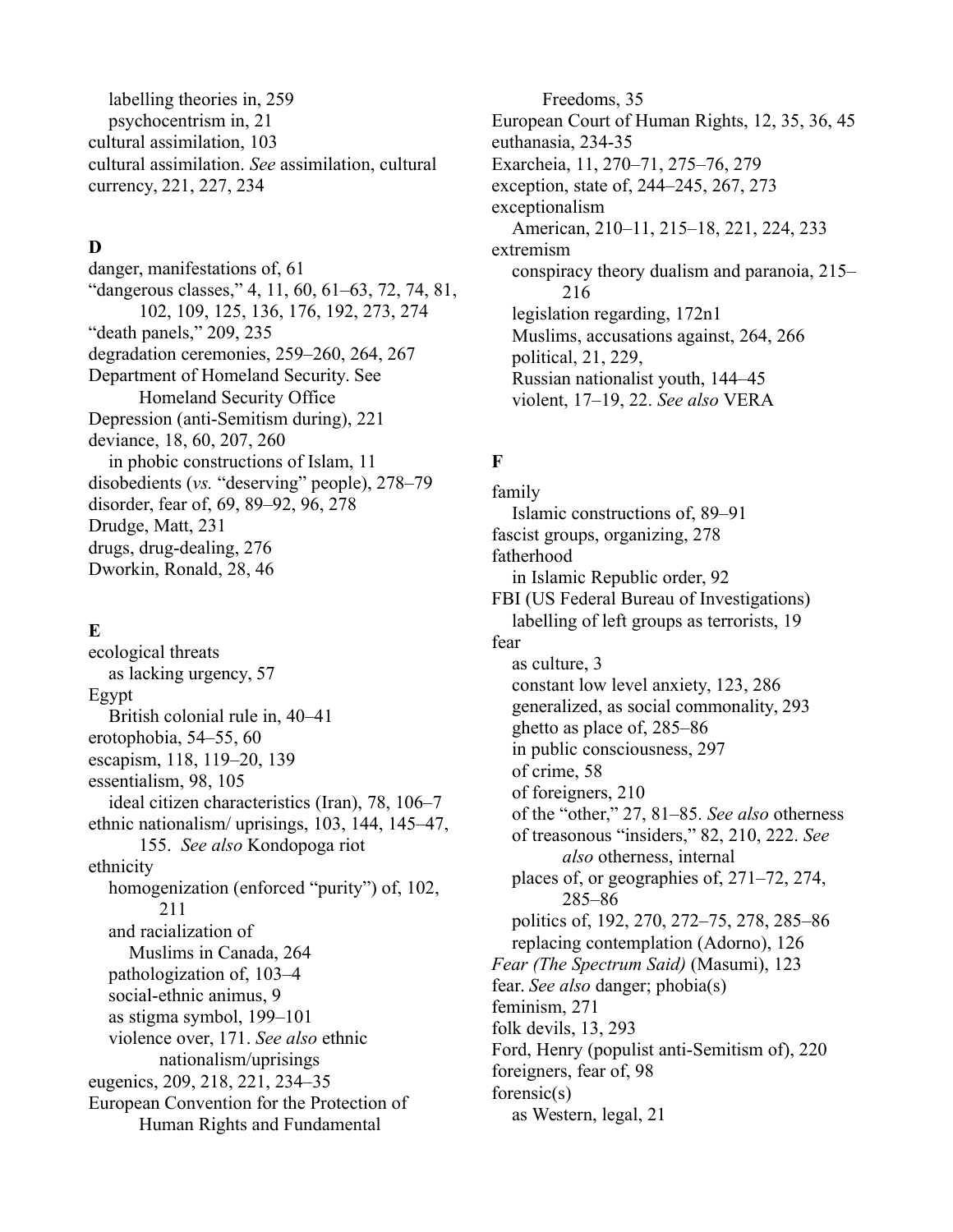labelling theories in, 259
  psychocentrism in, 21
cultural assimilation, 103
cultural assimilation. *See* assimilation, cultural
currency, 221, 227, 234

**D**

danger, manifestations of, 61
"dangerous classes," 4, 11, 60, 61–63, 72, 74, 81, 102, 109, 125, 136, 176, 192, 273, 274
"death panels," 209, 235
degradation ceremonies, 259–260, 264, 267
Department of Homeland Security. See Homeland Security Office
Depression (anti-Semitism during), 221
deviance, 18, 60, 207, 260
  in phobic constructions of Islam, 11
disobedients (*vs.* "deserving" people), 278–79
disorder, fear of, 69, 89–92, 96, 278
Drudge, Matt, 231
drugs, drug-dealing, 276
Dworkin, Ronald, 28, 46

**E**

ecological threats
  as lacking urgency, 57
Egypt
  British colonial rule in, 40–41
erotophobia, 54–55, 60
escapism, 118, 119–20, 139
essentialism, 98, 105
  ideal citizen characteristics (Iran), 78, 106–7
ethnic nationalism/ uprisings, 103, 144, 145–47, 155. *See also* Kondopoga riot
ethnicity
  homogenization (enforced "purity") of, 102, 211
  and racialization of
    Muslims in Canada, 264
  pathologization of, 103–4
  social-ethnic animus, 9
  as stigma symbol, 199–101
  violence over, 171. *See also* ethnic nationalism/uprisings
eugenics, 209, 218, 221, 234–35
European Convention for the Protection of Human Rights and Fundamental Freedoms, 35
European Court of Human Rights, 12, 35, 36, 45
euthanasia, 234-35
Exarcheia, 11, 270–71, 275–76, 279
exception, state of, 244–245, 267, 273
exceptionalism
  American, 210–11, 215–18, 221, 224, 233
extremism
  conspiracy theory dualism and paranoia, 215–216
  legislation regarding, 172n1
  Muslims, accusations against, 264, 266
  political, 21, 229,
  Russian nationalist youth, 144–45
  violent, 17–19, 22. *See also* VERA

**F**

family
  Islamic constructions of, 89–91
fascist groups, organizing, 278
fatherhood
  in Islamic Republic order, 92
FBI (US Federal Bureau of Investigations)
  labelling of left groups as terrorists, 19
fear
  as culture, 3
  constant low level anxiety, 123, 286
  generalized, as social commonality, 293
  ghetto as place of, 285–86
  in public consciousness, 297
  of crime, 58
  of foreigners, 210
  of the "other," 27, 81–85. *See also* otherness
  of treasonous "insiders," 82, 210, 222. *See also* otherness, internal
  places of, or geographies of, 271–72, 274, 285–86
  politics of, 192, 270, 272–75, 278, 285–86
  replacing contemplation (Adorno), 126
*Fear (The Spectrum Said)* (Masumi), 123
fear. *See also* danger; phobia(s)
feminism, 271
folk devils, 13, 293
Ford, Henry (populist anti-Semitism of), 220
foreigners, fear of, 98
forensic(s)
  as Western, legal, 21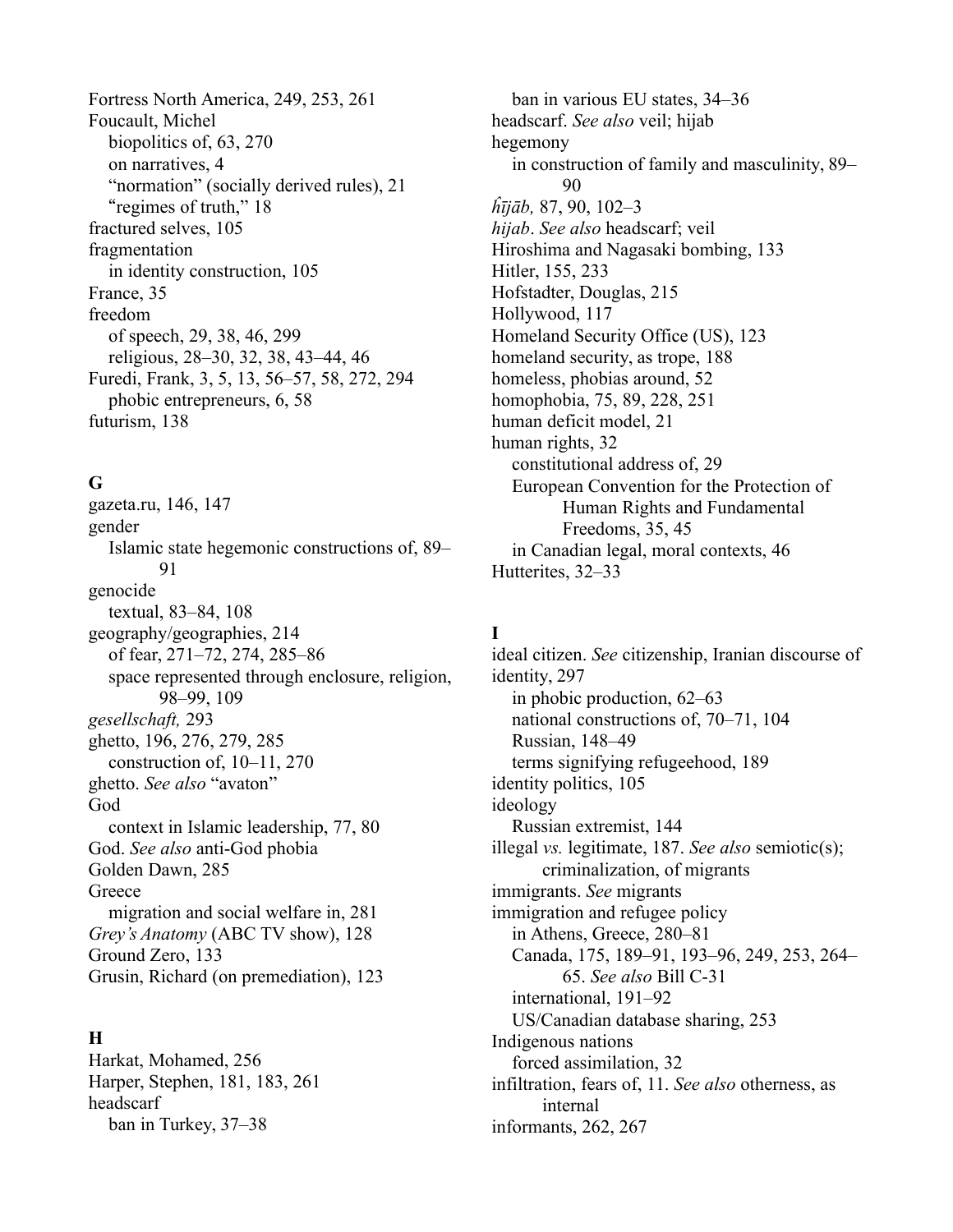Fortress North America, 249, 253, 261
Foucault, Michel
  biopolitics of, 63, 270
  on narratives, 4
  "normation" (socially derived rules), 21
  "regimes of truth," 18
fractured selves, 105
fragmentation
  in identity construction, 105
France, 35
freedom
  of speech, 29, 38, 46, 299
  religious, 28–30, 32, 38, 43–44, 46
Furedi, Frank, 3, 5, 13, 56–57, 58, 272, 294
  phobic entrepreneurs, 6, 58
futurism, 138

## G

gazeta.ru, 146, 147
gender
  Islamic state hegemonic constructions of, 89–91
genocide
  textual, 83–84, 108
geography/geographies, 214
  of fear, 271–72, 274, 285–86
  space represented through enclosure, religion, 98–99, 109
*gesellschaft,* 293
ghetto, 196, 276, 279, 285
  construction of, 10–11, 270
ghetto. *See also* "avaton"
God
  context in Islamic leadership, 77, 80
God. *See also* anti-God phobia
Golden Dawn, 285
Greece
  migration and social welfare in, 281
*Grey's Anatomy* (ABC TV show), 128
Ground Zero, 133
Grusin, Richard (on premediation), 123

## H

Harkat, Mohamed, 256
Harper, Stephen, 181, 183, 261
headscarf
  ban in Turkey, 37–38
  ban in various EU states, 34–36
headscarf. *See also* veil; hijab
hegemony
  in construction of family and masculinity, 89–90
*ḥījāb,* 87, 90, 102–3
*hijab*. *See also* headscarf; veil
Hiroshima and Nagasaki bombing, 133
Hitler, 155, 233
Hofstadter, Douglas, 215
Hollywood, 117
Homeland Security Office (US), 123
homeland security, as trope, 188
homeless, phobias around, 52
homophobia, 75, 89, 228, 251
human deficit model, 21
human rights, 32
  constitutional address of, 29
  European Convention for the Protection of Human Rights and Fundamental Freedoms, 35, 45
  in Canadian legal, moral contexts, 46
Hutterites, 32–33

## I

ideal citizen. *See* citizenship, Iranian discourse of
identity, 297
  in phobic production, 62–63
  national constructions of, 70–71, 104
  Russian, 148–49
  terms signifying refugeehood, 189
identity politics, 105
ideology
  Russian extremist, 144
illegal *vs.* legitimate, 187. *See also* semiotic(s); criminalization, of migrants
immigrants. *See* migrants
immigration and refugee policy
  in Athens, Greece, 280–81
  Canada, 175, 189–91, 193–96, 249, 253, 264–65. *See also* Bill C-31
  international, 191–92
  US/Canadian database sharing, 253
Indigenous nations
  forced assimilation, 32
infiltration, fears of, 11. *See also* otherness, as internal
informants, 262, 267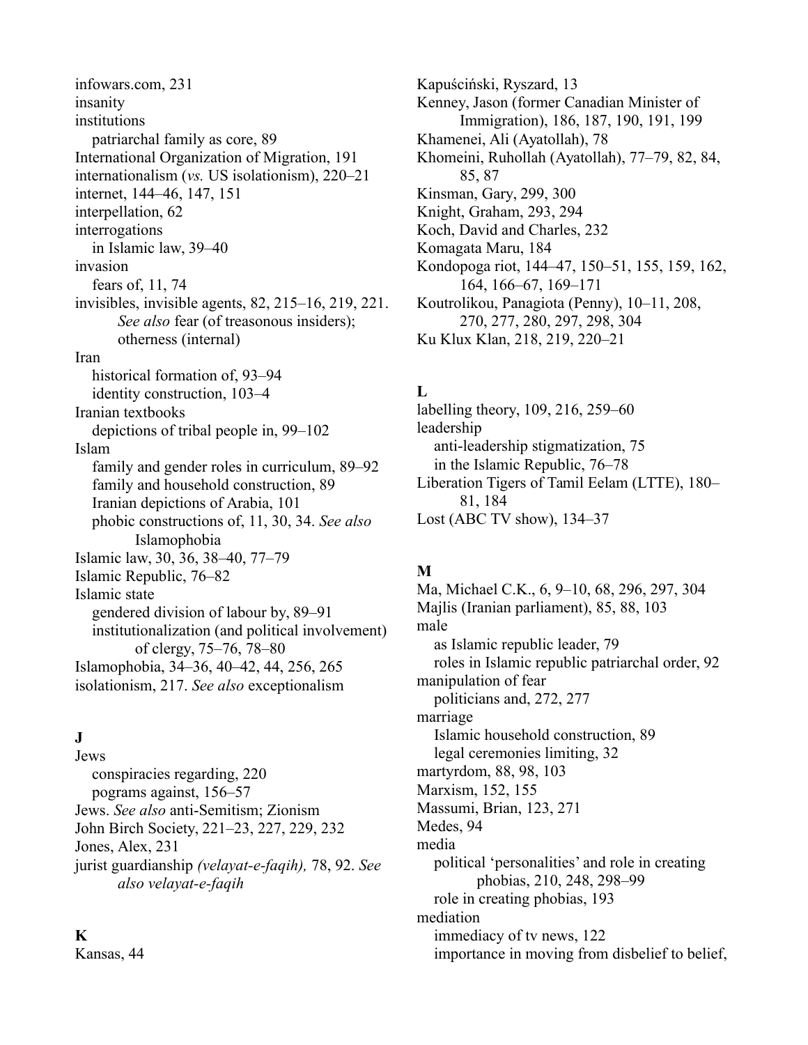infowars.com, 231
insanity
institutions
  patriarchal family as core, 89
International Organization of Migration, 191
internationalism (*vs.* US isolationism), 220–21
internet, 144–46, 147, 151
interpellation, 62
interrogations
  in Islamic law, 39–40
invasion
  fears of, 11, 74
invisibles, invisible agents, 82, 215–16, 219, 221. *See also* fear (of treasonous insiders); otherness (internal)
Iran
  historical formation of, 93–94
  identity construction, 103–4
Iranian textbooks
  depictions of tribal people in, 99–102
Islam
  family and gender roles in curriculum, 89–92
  family and household construction, 89
  Iranian depictions of Arabia, 101
  phobic constructions of, 11, 30, 34. *See also* Islamophobia
Islamic law, 30, 36, 38–40, 77–79
Islamic Republic, 76–82
Islamic state
  gendered division of labour by, 89–91
  institutionalization (and political involvement) of clergy, 75–76, 78–80
Islamophobia, 34–36, 40–42, 44, 256, 265
isolationism, 217. *See also* exceptionalism

**J**

Jews
  conspiracies regarding, 220
  pograms against, 156–57
Jews. *See also* anti-Semitism; Zionism
John Birch Society, 221–23, 227, 229, 232
Jones, Alex, 231
jurist guardianship *(velayat-e-faqih),* 78, 92. *See also velayat-e-faqih*

**K**

Kansas, 44
Kapuściński, Ryszard, 13
Kenney, Jason (former Canadian Minister of Immigration), 186, 187, 190, 191, 199
Khamenei, Ali (Ayatollah), 78
Khomeini, Ruhollah (Ayatollah), 77–79, 82, 84, 85, 87
Kinsman, Gary, 299, 300
Knight, Graham, 293, 294
Koch, David and Charles, 232
Komagata Maru, 184
Kondopoga riot, 144–47, 150–51, 155, 159, 162, 164, 166–67, 169–171
Koutrolikou, Panagiota (Penny), 10–11, 208, 270, 277, 280, 297, 298, 304
Ku Klux Klan, 218, 219, 220–21

**L**

labelling theory, 109, 216, 259–60
leadership
  anti-leadership stigmatization, 75
  in the Islamic Republic, 76–78
Liberation Tigers of Tamil Eelam (LTTE), 180–81, 184
Lost (ABC TV show), 134–37

**M**

Ma, Michael C.K., 6, 9–10, 68, 296, 297, 304
Majlis (Iranian parliament), 85, 88, 103
male
  as Islamic republic leader, 79
  roles in Islamic republic patriarchal order, 92
manipulation of fear
  politicians and, 272, 277
marriage
  Islamic household construction, 89
  legal ceremonies limiting, 32
martyrdom, 88, 98, 103
Marxism, 152, 155
Massumi, Brian, 123, 271
Medes, 94
media
  political 'personalities' and role in creating phobias, 210, 248, 298–99
  role in creating phobias, 193
mediation
  immediacy of tv news, 122
  importance in moving from disbelief to belief,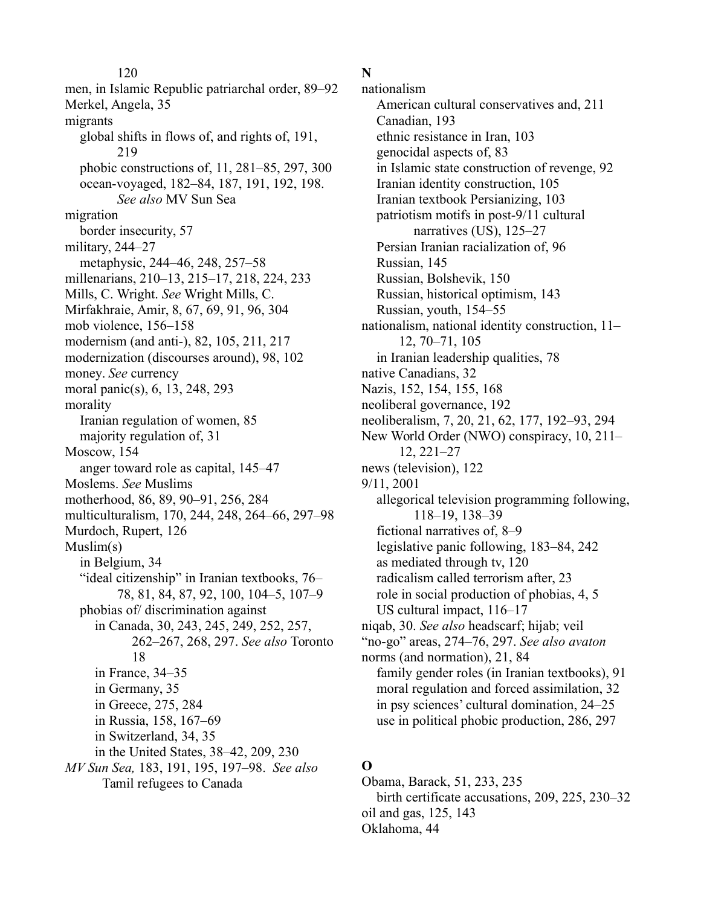120

men, in Islamic Republic patriarchal order, 89–92
Merkel, Angela, 35
migrants
  global shifts in flows of, and rights of, 191, 219
  phobic constructions of, 11, 281–85, 297, 300
  ocean-voyaged, 182–84, 187, 191, 192, 198. *See also* MV Sun Sea
migration
  border insecurity, 57
military, 244–27
  metaphysic, 244–46, 248, 257–58
millenarians, 210–13, 215–17, 218, 224, 233
Mills, C. Wright. *See* Wright Mills, C.
Mirfakhraie, Amir, 8, 67, 69, 91, 96, 304
mob violence, 156–158
modernism (and anti-), 82, 105, 211, 217
modernization (discourses around), 98, 102
money. *See* currency
moral panic(s), 6, 13, 248, 293
morality
  Iranian regulation of women, 85
  majority regulation of, 31
Moscow, 154
  anger toward role as capital, 145–47
Moslems. *See* Muslims
motherhood, 86, 89, 90–91, 256, 284
multiculturalism, 170, 244, 248, 264–66, 297–98
Murdoch, Rupert, 126
Muslim(s)
  in Belgium, 34
  "ideal citizenship" in Iranian textbooks, 76–78, 81, 84, 87, 92, 100, 104–5, 107–9
  phobias of/ discrimination against
    in Canada, 30, 243, 245, 249, 252, 257, 262–267, 268, 297. *See also* Toronto 18
    in France, 34–35
    in Germany, 35
    in Greece, 275, 284
    in Russia, 158, 167–69
    in Switzerland, 34, 35
    in the United States, 38–42, 209, 230
*MV Sun Sea,* 183, 191, 195, 197–98. *See also* Tamil refugees to Canada

## N

nationalism
  American cultural conservatives and, 211
  Canadian, 193
  ethnic resistance in Iran, 103
  genocidal aspects of, 83
  in Islamic state construction of revenge, 92
  Iranian identity construction, 105
  Iranian textbook Persianizing, 103
  patriotism motifs in post-9/11 cultural narratives (US), 125–27
  Persian Iranian racialization of, 96
  Russian, 145
  Russian, Bolshevik, 150
  Russian, historical optimism, 143
  Russian, youth, 154–55
nationalism, national identity construction, 11–12, 70–71, 105
  in Iranian leadership qualities, 78
native Canadians, 32
Nazis, 152, 154, 155, 168
neoliberal governance, 192
neoliberalism, 7, 20, 21, 62, 177, 192–93, 294
New World Order (NWO) conspiracy, 10, 211–12, 221–27
news (television), 122
9/11, 2001
  allegorical television programming following, 118–19, 138–39
  fictional narratives of, 8–9
  legislative panic following, 183–84, 242
  as mediated through tv, 120
  radicalism called terrorism after, 23
  role in social production of phobias, 4, 5
  US cultural impact, 116–17
niqab, 30. *See also* headscarf; hijab; veil
"no-go" areas, 274–76, 297. *See also avaton*
norms (and normation), 21, 84
  family gender roles (in Iranian textbooks), 91
  moral regulation and forced assimilation, 32
  in psy sciences' cultural domination, 24–25
  use in political phobic production, 286, 297

## O

Obama, Barack, 51, 233, 235
  birth certificate accusations, 209, 225, 230–32
oil and gas, 125, 143
Oklahoma, 44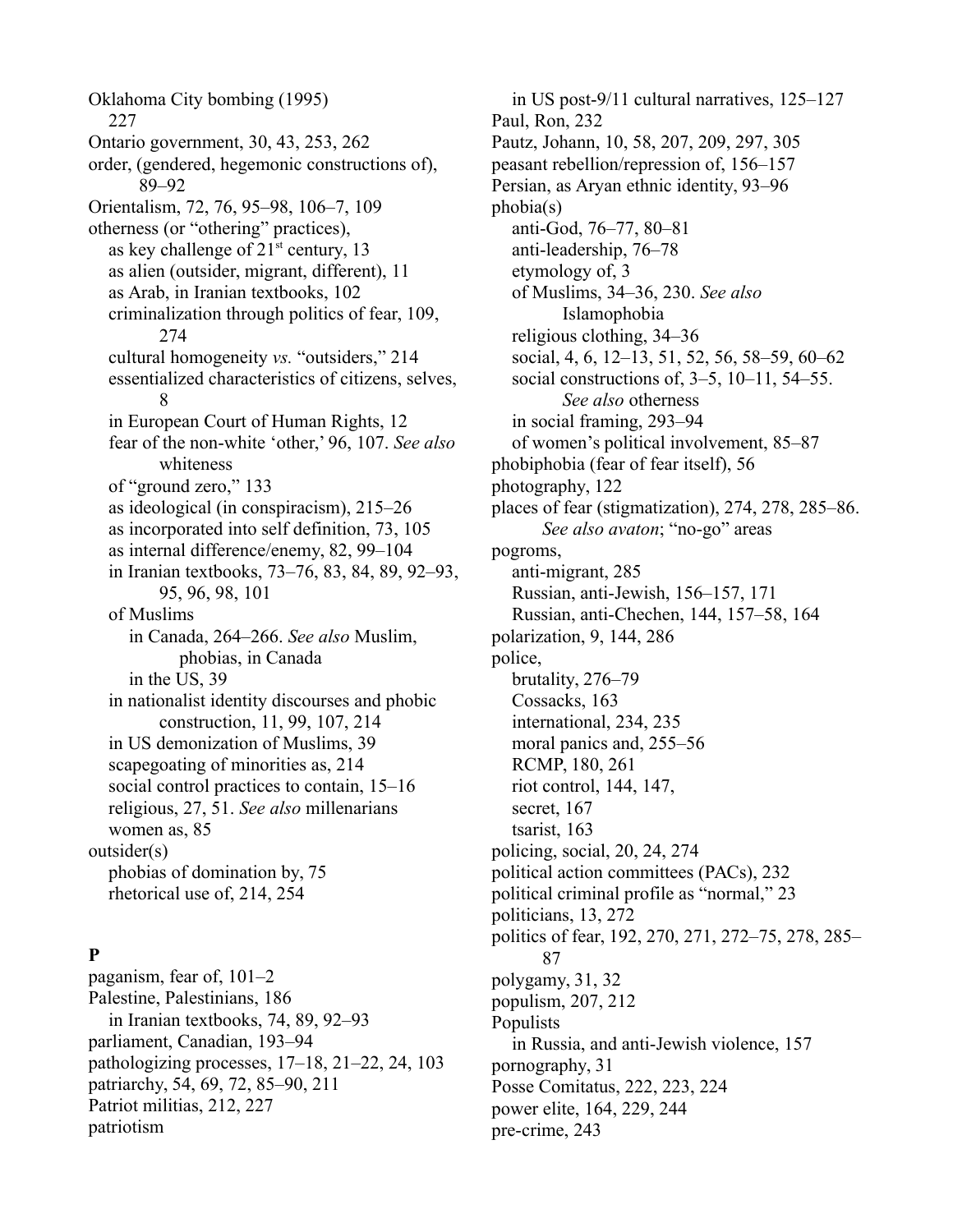Oklahoma City bombing (1995) 227
Ontario government, 30, 43, 253, 262
order, (gendered, hegemonic constructions of), 89–92
Orientalism, 72, 76, 95–98, 106–7, 109
otherness (or "othering" practices),
  as key challenge of 21st century, 13
  as alien (outsider, migrant, different), 11
  as Arab, in Iranian textbooks, 102
  criminalization through politics of fear, 109, 274
  cultural homogeneity *vs.* "outsiders," 214
  essentialized characteristics of citizens, selves, 8
  in European Court of Human Rights, 12
  fear of the non-white 'other,' 96, 107. *See also* whiteness
  of "ground zero," 133
  as ideological (in conspiracism), 215–26
  as incorporated into self definition, 73, 105
  as internal difference/enemy, 82, 99–104
  in Iranian textbooks, 73–76, 83, 84, 89, 92–93, 95, 96, 98, 101
  of Muslims
    in Canada, 264–266. *See also* Muslim, phobias, in Canada
    in the US, 39
  in nationalist identity discourses and phobic construction, 11, 99, 107, 214
  in US demonization of Muslims, 39
  scapegoating of minorities as, 214
  social control practices to contain, 15–16
  religious, 27, 51. *See also* millenarians
  women as, 85
outsider(s)
  phobias of domination by, 75
  rhetorical use of, 214, 254

**P**

paganism, fear of, 101–2
Palestine, Palestinians, 186
  in Iranian textbooks, 74, 89, 92–93
parliament, Canadian, 193–94
pathologizing processes, 17–18, 21–22, 24, 103
patriarchy, 54, 69, 72, 85–90, 211
Patriot militias, 212, 227
patriotism
  in US post-9/11 cultural narratives, 125–127
Paul, Ron, 232
Pautz, Johann, 10, 58, 207, 209, 297, 305
peasant rebellion/repression of, 156–157
Persian, as Aryan ethnic identity, 93–96
phobia(s)
  anti-God, 76–77, 80–81
  anti-leadership, 76–78
  etymology of, 3
  of Muslims, 34–36, 230. *See also* Islamophobia
  religious clothing, 34–36
  social, 4, 6, 12–13, 51, 52, 56, 58–59, 60–62
  social constructions of, 3–5, 10–11, 54–55. *See also* otherness
  in social framing, 293–94
  of women's political involvement, 85–87
phobiphobia (fear of fear itself), 56
photography, 122
places of fear (stigmatization), 274, 278, 285–86. *See also avaton*; "no-go" areas
pogroms,
  anti-migrant, 285
  Russian, anti-Jewish, 156–157, 171
  Russian, anti-Chechen, 144, 157–58, 164
polarization, 9, 144, 286
police,
  brutality, 276–79
  Cossacks, 163
  international, 234, 235
  moral panics and, 255–56
  RCMP, 180, 261
  riot control, 144, 147,
  secret, 167
  tsarist, 163
policing, social, 20, 24, 274
political action committees (PACs), 232
political criminal profile as "normal," 23
politicians, 13, 272
politics of fear, 192, 270, 271, 272–75, 278, 285–87
polygamy, 31, 32
populism, 207, 212
Populists
  in Russia, and anti-Jewish violence, 157
pornography, 31
Posse Comitatus, 222, 223, 224
power elite, 164, 229, 244
pre-crime, 243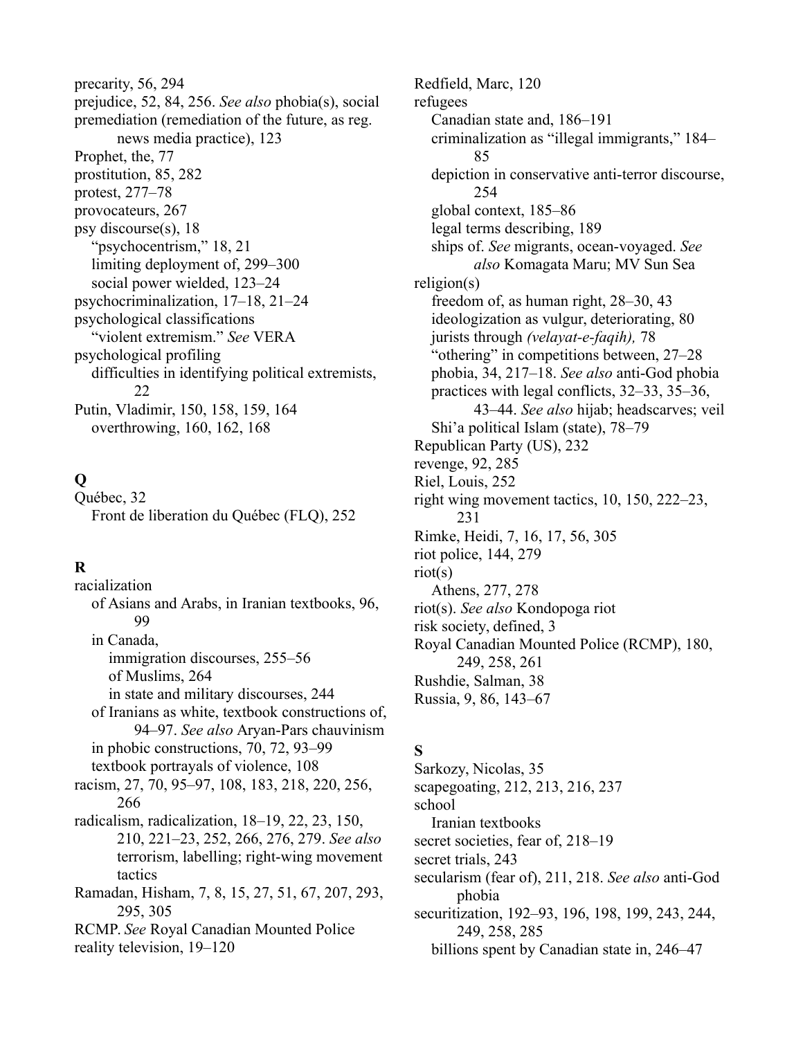precarity, 56, 294
prejudice, 52, 84, 256. *See also* phobia(s), social
premediation (remediation of the future, as reg. news media practice), 123
Prophet, the, 77
prostitution, 85, 282
protest, 277–78
provocateurs, 267
psy discourse(s), 18
  "psychocentrism," 18, 21
  limiting deployment of, 299–300
  social power wielded, 123–24
psychocriminalization, 17–18, 21–24
psychological classifications
  "violent extremism." *See* VERA
psychological profiling
  difficulties in identifying political extremists, 22
Putin, Vladimir, 150, 158, 159, 164
  overthrowing, 160, 162, 168

## Q

Québec, 32
  Front de liberation du Québec (FLQ), 252

## R

racialization
  of Asians and Arabs, in Iranian textbooks, 96, 99
  in Canada,
    immigration discourses, 255–56
    of Muslims, 264
    in state and military discourses, 244
  of Iranians as white, textbook constructions of, 94–97. *See also* Aryan-Pars chauvinism
  in phobic constructions, 70, 72, 93–99
  textbook portrayals of violence, 108
racism, 27, 70, 95–97, 108, 183, 218, 220, 256, 266
radicalism, radicalization, 18–19, 22, 23, 150, 210, 221–23, 252, 266, 276, 279. *See also* terrorism, labelling; right-wing movement tactics
Ramadan, Hisham, 7, 8, 15, 27, 51, 67, 207, 293, 295, 305
RCMP. *See* Royal Canadian Mounted Police
reality television, 19–120
Redfield, Marc, 120
refugees
  Canadian state and, 186–191
  criminalization as "illegal immigrants," 184–85
  depiction in conservative anti-terror discourse, 254
  global context, 185–86
  legal terms describing, 189
  ships of. *See* migrants, ocean-voyaged. *See also* Komagata Maru; MV Sun Sea
religion(s)
  freedom of, as human right, 28–30, 43
  ideologization as vulgur, deteriorating, 80
  jurists through *(velayat-e-faqih),* 78
  "othering" in competitions between, 27–28
  phobia, 34, 217–18. *See also* anti-God phobia
  practices with legal conflicts, 32–33, 35–36, 43–44. *See also* hijab; headscarves; veil
  Shi'a political Islam (state), 78–79
Republican Party (US), 232
revenge, 92, 285
Riel, Louis, 252
right wing movement tactics, 10, 150, 222–23, 231
Rimke, Heidi, 7, 16, 17, 56, 305
riot police, 144, 279
riot(s)
  Athens, 277, 278
riot(s). *See also* Kondopoga riot
risk society, defined, 3
Royal Canadian Mounted Police (RCMP), 180, 249, 258, 261
Rushdie, Salman, 38
Russia, 9, 86, 143–67

## S

Sarkozy, Nicolas, 35
scapegoating, 212, 213, 216, 237
school
  Iranian textbooks
secret societies, fear of, 218–19
secret trials, 243
secularism (fear of), 211, 218. *See also* anti-God phobia
securitization, 192–93, 196, 198, 199, 243, 244, 249, 258, 285
  billions spent by Canadian state in, 246–47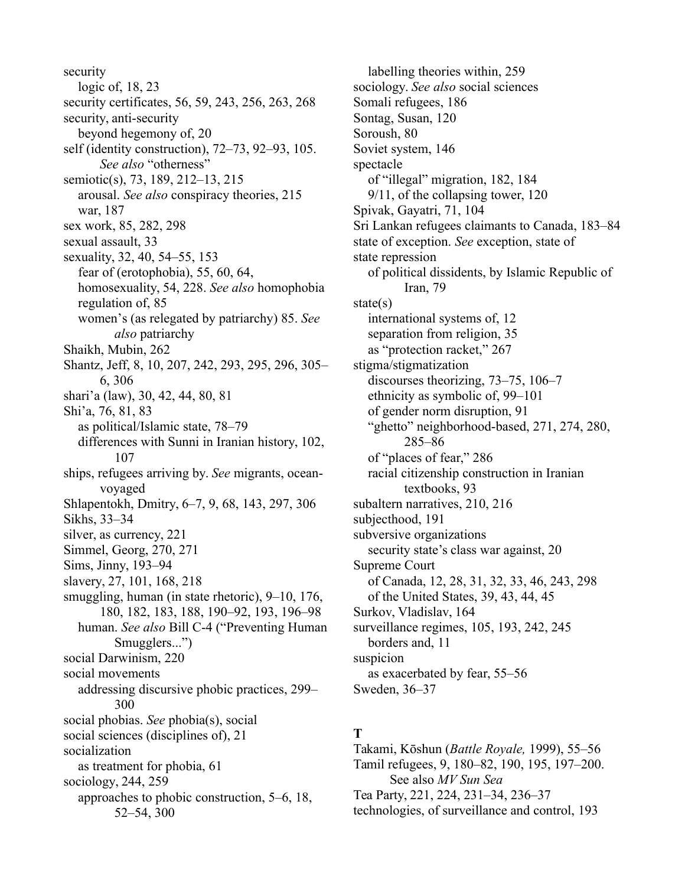security
  logic of, 18, 23
security certificates, 56, 59, 243, 256, 263, 268
security, anti-security
  beyond hegemony of, 20
self (identity construction), 72–73, 92–93, 105. *See also* "otherness"
semiotic(s), 73, 189, 212–13, 215
  arousal. *See also* conspiracy theories, 215
  war, 187
sex work, 85, 282, 298
sexual assault, 33
sexuality, 32, 40, 54–55, 153
  fear of (erotophobia), 55, 60, 64,
  homosexuality, 54, 228. *See also* homophobia
  regulation of, 85
  women's (as relegated by patriarchy) 85. *See also* patriarchy
Shaikh, Mubin, 262
Shantz, Jeff, 8, 10, 207, 242, 293, 295, 296, 305–6, 306
shari'a (law), 30, 42, 44, 80, 81
Shi'a, 76, 81, 83
  as political/Islamic state, 78–79
  differences with Sunni in Iranian history, 102, 107
ships, refugees arriving by. *See* migrants, ocean-voyaged
Shlapentokh, Dmitry, 6–7, 9, 68, 143, 297, 306
Sikhs, 33–34
silver, as currency, 221
Simmel, Georg, 270, 271
Sims, Jinny, 193–94
slavery, 27, 101, 168, 218
smuggling, human (in state rhetoric), 9–10, 176, 180, 182, 183, 188, 190–92, 193, 196–98
  human. *See also* Bill C-4 ("Preventing Human Smugglers...")
social Darwinism, 220
social movements
  addressing discursive phobic practices, 299–300
social phobias. *See* phobia(s), social
social sciences (disciplines of), 21
socialization
  as treatment for phobia, 61
sociology, 244, 259
  approaches to phobic construction, 5–6, 18, 52–54, 300
  labelling theories within, 259
sociology. *See also* social sciences
Somali refugees, 186
Sontag, Susan, 120
Soroush, 80
Soviet system, 146
spectacle
  of "illegal" migration, 182, 184
  9/11, of the collapsing tower, 120
Spivak, Gayatri, 71, 104
Sri Lankan refugees claimants to Canada, 183–84
state of exception. *See* exception, state of
state repression
  of political dissidents, by Islamic Republic of Iran, 79
state(s)
  international systems of, 12
  separation from religion, 35
  as "protection racket," 267
stigma/stigmatization
  discourses theorizing, 73–75, 106–7
  ethnicity as symbolic of, 99–101
  of gender norm disruption, 91
  "ghetto" neighborhood-based, 271, 274, 280, 285–86
  of "places of fear," 286
  racial citizenship construction in Iranian textbooks, 93
subaltern narratives, 210, 216
subjecthood, 191
subversive organizations
  security state's class war against, 20
Supreme Court
  of Canada, 12, 28, 31, 32, 33, 46, 243, 298
  of the United States, 39, 43, 44, 45
Surkov, Vladislav, 164
surveillance regimes, 105, 193, 242, 245
  borders and, 11
suspicion
  as exacerbated by fear, 55–56
Sweden, 36–37

## T

Takami, Kōshun (*Battle Royale,* 1999), 55–56
Tamil refugees, 9, 180–82, 190, 195, 197–200. See also *MV Sun Sea*
Tea Party, 221, 224, 231–34, 236–37
technologies, of surveillance and control, 193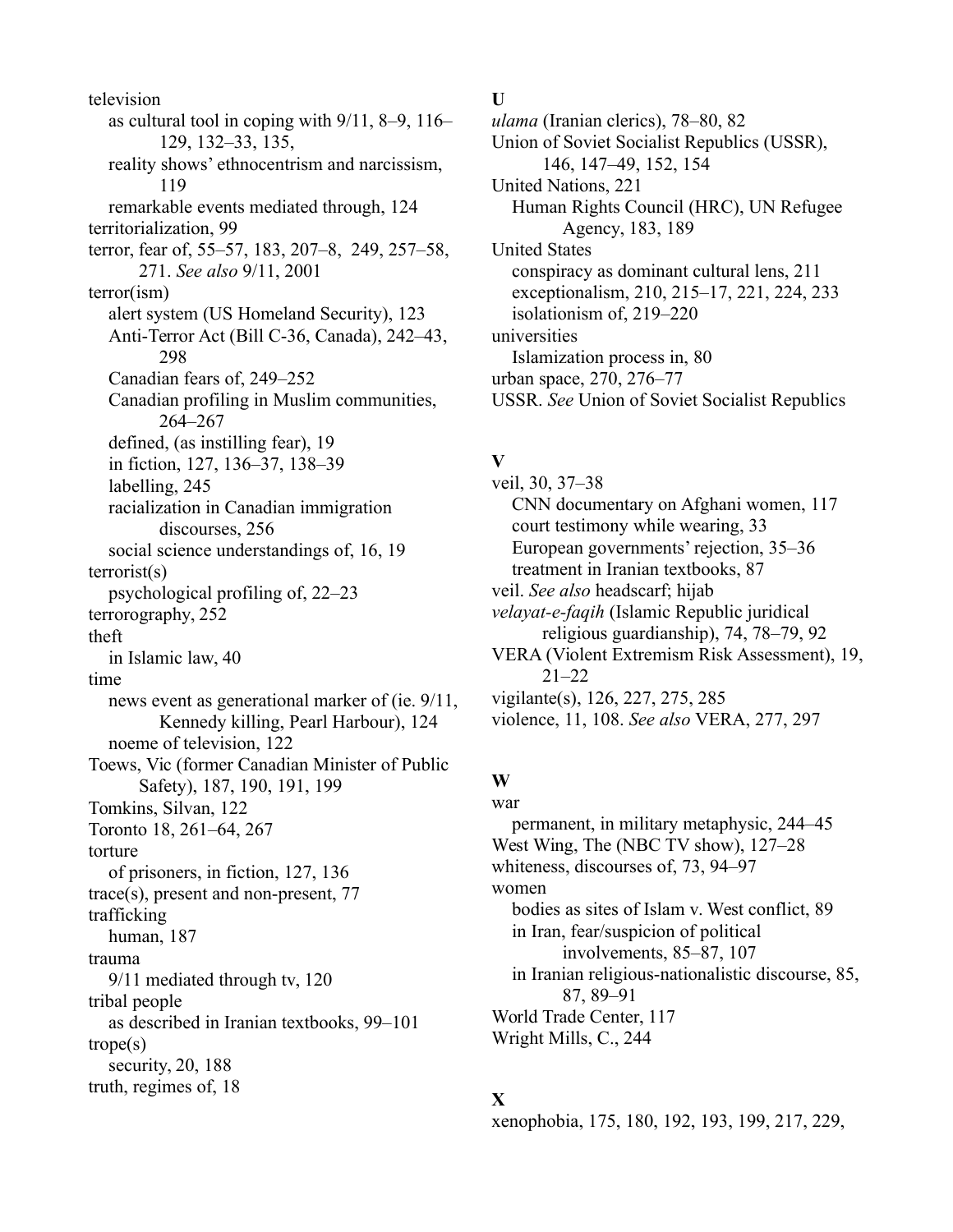television
   as cultural tool in coping with 9/11, 8–9, 116–129, 132–33, 135,
   reality shows' ethnocentrism and narcissism, 119
   remarkable events mediated through, 124
territorialization, 99
terror, fear of, 55–57, 183, 207–8, 249, 257–58, 271. *See also* 9/11, 2001
terror(ism)
   alert system (US Homeland Security), 123
   Anti-Terror Act (Bill C-36, Canada), 242–43, 298
   Canadian fears of, 249–252
   Canadian profiling in Muslim communities, 264–267
   defined, (as instilling fear), 19
   in fiction, 127, 136–37, 138–39
   labelling, 245
   racialization in Canadian immigration discourses, 256
   social science understandings of, 16, 19
terrorist(s)
   psychological profiling of, 22–23
terrorography, 252
theft
   in Islamic law, 40
time
   news event as generational marker of (ie. 9/11, Kennedy killing, Pearl Harbour), 124
   noeme of television, 122
Toews, Vic (former Canadian Minister of Public Safety), 187, 190, 191, 199
Tomkins, Silvan, 122
Toronto 18, 261–64, 267
torture
   of prisoners, in fiction, 127, 136
trace(s), present and non-present, 77
trafficking
   human, 187
trauma
   9/11 mediated through tv, 120
tribal people
   as described in Iranian textbooks, 99–101
trope(s)
   security, 20, 188
truth, regimes of, 18

**U**

*ulama* (Iranian clerics), 78–80, 82
Union of Soviet Socialist Republics (USSR), 146, 147–49, 152, 154
United Nations, 221
   Human Rights Council (HRC), UN Refugee Agency, 183, 189
United States
   conspiracy as dominant cultural lens, 211
   exceptionalism, 210, 215–17, 221, 224, 233
   isolationism of, 219–220
universities
   Islamization process in, 80
urban space, 270, 276–77
USSR. *See* Union of Soviet Socialist Republics

**V**

veil, 30, 37–38
   CNN documentary on Afghani women, 117
   court testimony while wearing, 33
   European governments' rejection, 35–36
   treatment in Iranian textbooks, 87
veil. *See also* headscarf; hijab
*velayat-e-faqih* (Islamic Republic juridical religious guardianship), 74, 78–79, 92
VERA (Violent Extremism Risk Assessment), 19, 21–22
vigilante(s), 126, 227, 275, 285
violence, 11, 108. *See also* VERA, 277, 297

**W**

war
   permanent, in military metaphysic, 244–45
West Wing, The (NBC TV show), 127–28
whiteness, discourses of, 73, 94–97
women
   bodies as sites of Islam v. West conflict, 89
   in Iran, fear/suspicion of political involvements, 85–87, 107
   in Iranian religious-nationalistic discourse, 85, 87, 89–91
World Trade Center, 117
Wright Mills, C., 244

**X**

xenophobia, 175, 180, 192, 193, 199, 217, 229,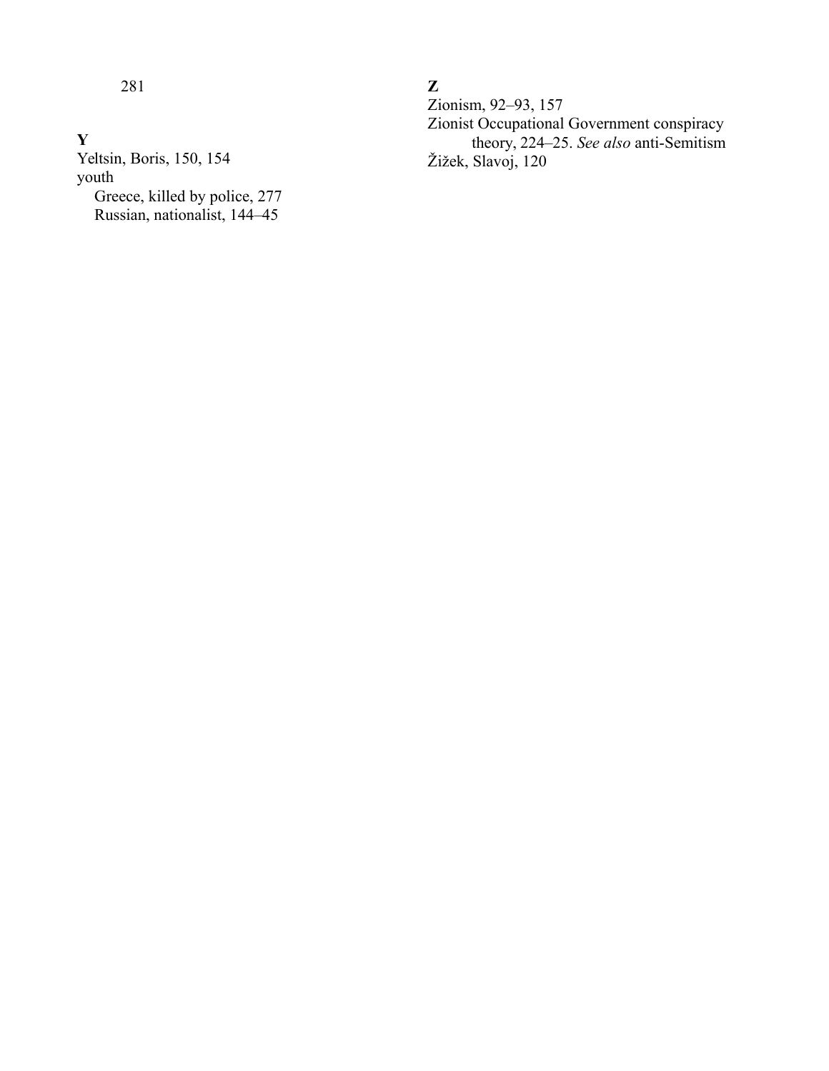281

**Y**

Yeltsin, Boris, 150, 154
youth
  Greece, killed by police, 277
  Russian, nationalist, 144–45

**Z**

Zionism, 92–93, 157
Zionist Occupational Government conspiracy
    theory, 224–25. *See also* anti-Semitism
Žižek, Slavoj, 120